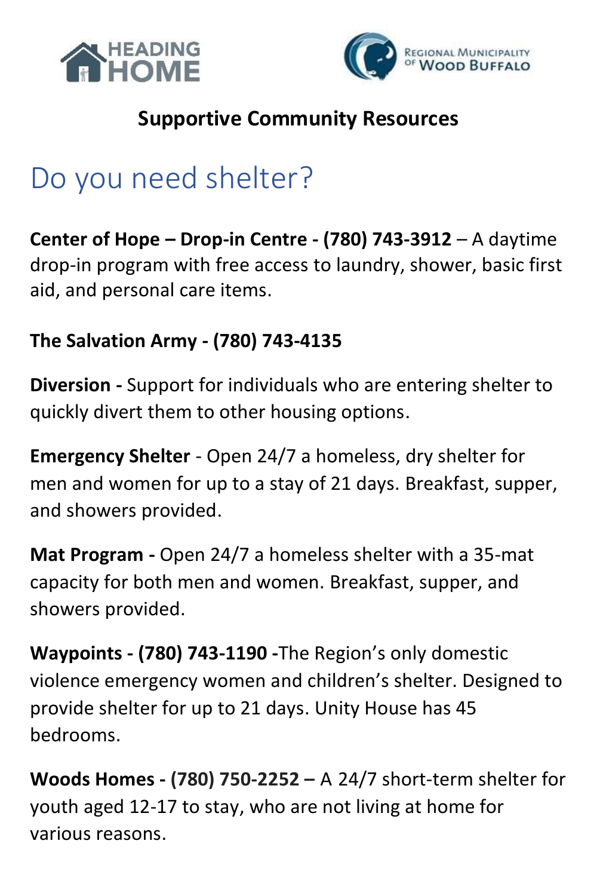**HEADING HOME** | **Regional Municipality of Wood Buffalo**

## Supportive Community Resources

# Do you need shelter?

**Center of Hope – Drop-in Centre - (780) 743-3912** – A daytime drop-in program with free access to laundry, shower, basic first aid, and personal care items.

**The Salvation Army - (780) 743-4135**

**Diversion -** Support for individuals who are entering shelter to quickly divert them to other housing options.

**Emergency Shelter** - Open 24/7 a homeless, dry shelter for men and women for up to a stay of 21 days. Breakfast, supper, and showers provided.

**Mat Program -** Open 24/7 a homeless shelter with a 35-mat capacity for both men and women. Breakfast, supper, and showers provided.

**Waypoints - (780) 743-1190 -**The Region's only domestic violence emergency women and children's shelter. Designed to provide shelter for up to 21 days. Unity House has 45 bedrooms.

**Woods Homes - (780) 750-2252 –** A 24/7 short-term shelter for youth aged 12-17 to stay, who are not living at home for various reasons.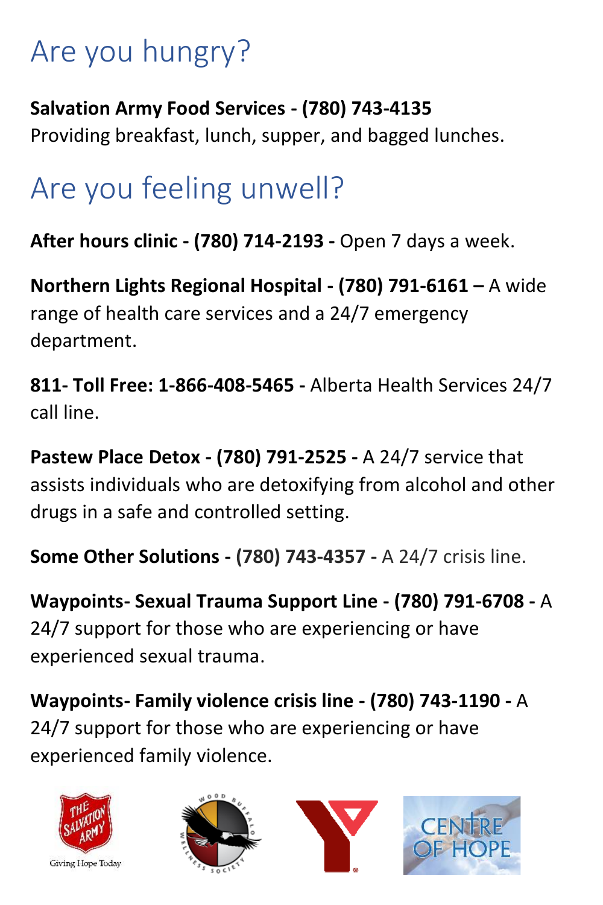# Are you hungry?

**Salvation Army Food Services - (780) 743-4135**
Providing breakfast, lunch, supper, and bagged lunches.

# Are you feeling unwell?

**After hours clinic - (780) 714-2193 -** Open 7 days a week.

**Northern Lights Regional Hospital - (780) 791-6161 –** A wide range of health care services and a 24/7 emergency department.

**811- Toll Free: 1-866-408-5465 -** Alberta Health Services 24/7 call line.

**Pastew Place Detox - (780) 791-2525 -** A 24/7 service that assists individuals who are detoxifying from alcohol and other drugs in a safe and controlled setting.

**Some Other Solutions - (780) 743-4357 -** A 24/7 crisis line.

**Waypoints- Sexual Trauma Support Line - (780) 791-6708 -** A 24/7 support for those who are experiencing or have experienced sexual trauma.

**Waypoints- Family violence crisis line - (780) 743-1190 -** A 24/7 support for those who are experiencing or have experienced family violence.

Giving Hope Today